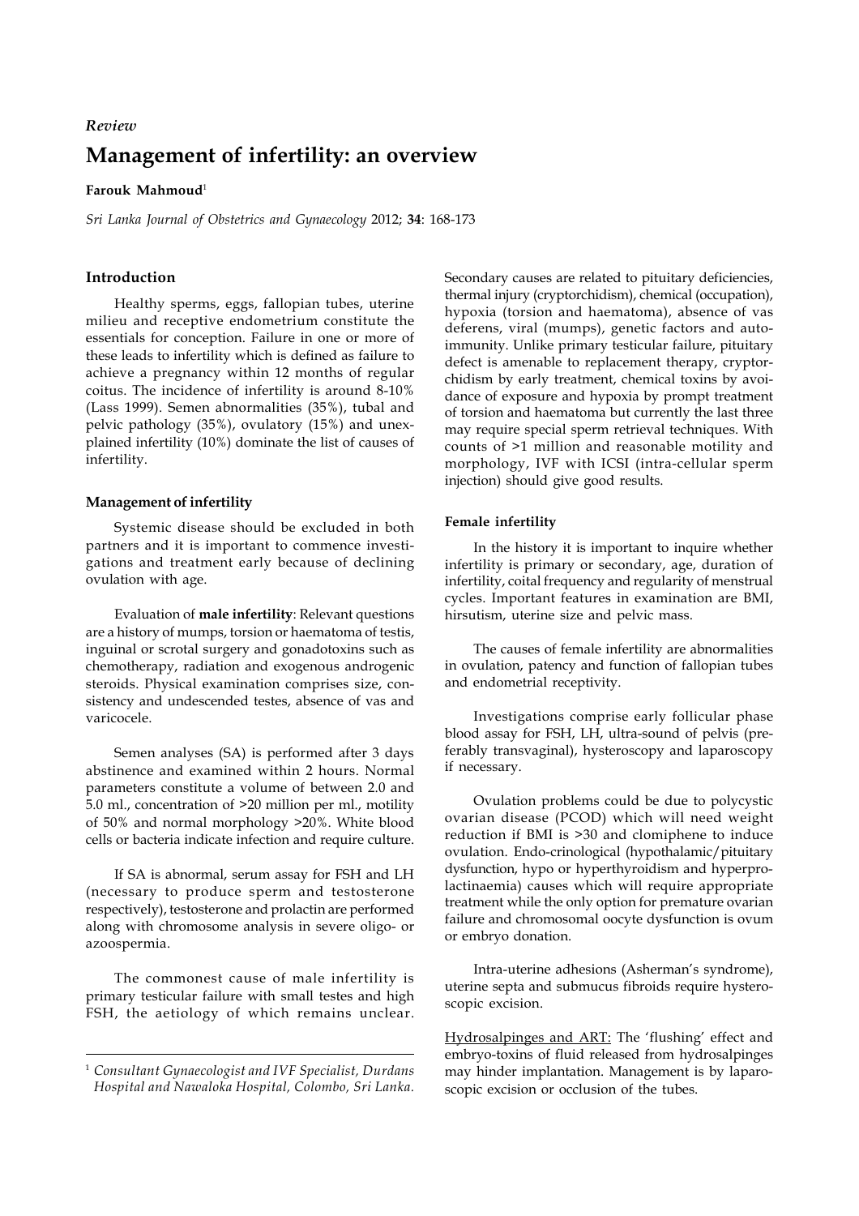*Review*

# Management of infertility: an overview

**Farouk Mahmoud**[1]

*Sri Lanka Journal of Obstetrics and Gynaecology* 2012; **34**: 168-173

## Introduction

Healthy sperms, eggs, fallopian tubes, uterine milieu and receptive endometrium constitute the essentials for conception. Failure in one or more of these leads to infertility which is defined as failure to achieve a pregnancy within 12 months of regular coitus. The incidence of infertility is around 8-10% (Lass 1999). Semen abnormalities (35%), tubal and pelvic pathology (35%), ovulatory (15%) and unexplained infertility (10%) dominate the list of causes of infertility.

### Management of infertility

Systemic disease should be excluded in both partners and it is important to commence investigations and treatment early because of declining ovulation with age.

Evaluation of **male infertility**: Relevant questions are a history of mumps, torsion or haematoma of testis, inguinal or scrotal surgery and gonadotoxins such as chemotherapy, radiation and exogenous androgenic steroids. Physical examination comprises size, consistency and undescended testes, absence of vas and varicocele.

Semen analyses (SA) is performed after 3 days abstinence and examined within 2 hours. Normal parameters constitute a volume of between 2.0 and 5.0 ml., concentration of >20 million per ml., motility of 50% and normal morphology >20%. White blood cells or bacteria indicate infection and require culture.

If SA is abnormal, serum assay for FSH and LH (necessary to produce sperm and testosterone respectively), testosterone and prolactin are performed along with chromosome analysis in severe oligo- or azoospermia.

The commonest cause of male infertility is primary testicular failure with small testes and high FSH, the aetiology of which remains unclear. Secondary causes are related to pituitary deficiencies, thermal injury (cryptorchidism), chemical (occupation), hypoxia (torsion and haematoma), absence of vas deferens, viral (mumps), genetic factors and auto-immunity. Unlike primary testicular failure, pituitary defect is amenable to replacement therapy, cryptorchidism by early treatment, chemical toxins by avoidance of exposure and hypoxia by prompt treatment of torsion and haematoma but currently the last three may require special sperm retrieval techniques. With counts of >1 million and reasonable motility and morphology, IVF with ICSI (intra-cellular sperm injection) should give good results.

### Female infertility

In the history it is important to inquire whether infertility is primary or secondary, age, duration of infertility, coital frequency and regularity of menstrual cycles. Important features in examination are BMI, hirsutism, uterine size and pelvic mass.

The causes of female infertility are abnormalities in ovulation, patency and function of fallopian tubes and endometrial receptivity.

Investigations comprise early follicular phase blood assay for FSH, LH, ultra-sound of pelvis (preferably transvaginal), hysteroscopy and laparoscopy if necessary.

Ovulation problems could be due to polycystic ovarian disease (PCOD) which will need weight reduction if BMI is >30 and clomiphene to induce ovulation. Endo-crinological (hypothalamic/pituitary dysfunction, hypo or hyperthyroidism and hyperprolactinaemia) causes which will require appropriate treatment while the only option for premature ovarian failure and chromosomal oocyte dysfunction is ovum or embryo donation.

Intra-uterine adhesions (Asherman's syndrome), uterine septa and submucus fibroids require hysteroscopic excision.

<u>Hydrosalpinges and ART:</u> The 'flushing' effect and embryo-toxins of fluid released from hydrosalpinges may hinder implantation. Management is by laparoscopic excision or occlusion of the tubes.

---

[1] *Consultant Gynaecologist and IVF Specialist, Durdans Hospital and Nawaloka Hospital, Colombo, Sri Lanka.*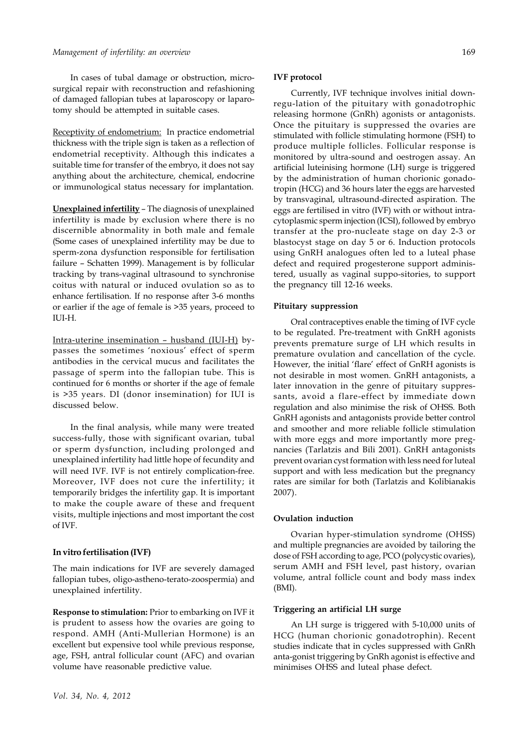In cases of tubal damage or obstruction, microsurgical repair with reconstruction and refashioning of damaged fallopian tubes at laparoscopy or laparotomy should be attempted in suitable cases.

Receptivity of endometrium: In practice endometrial thickness with the triple sign is taken as a reflection of endometrial receptivity. Although this indicates a suitable time for transfer of the embryo, it does not say anything about the architecture, chemical, endocrine or immunological status necessary for implantation.

**Unexplained infertility** – The diagnosis of unexplained infertility is made by exclusion where there is no discernible abnormality in both male and female (Some cases of unexplained infertility may be due to sperm-zona dysfunction responsible for fertilisation failure – Schatten 1999). Management is by follicular tracking by trans-vaginal ultrasound to synchronise coitus with natural or induced ovulation so as to enhance fertilisation. If no response after 3-6 months or earlier if the age of female is >35 years, proceed to IUI-H.

Intra-uterine insemination – husband (IUI-H) bypasses the sometimes 'noxious' effect of sperm antibodies in the cervical mucus and facilitates the passage of sperm into the fallopian tube. This is continued for 6 months or shorter if the age of female is >35 years. DI (donor insemination) for IUI is discussed below.

In the final analysis, while many were treated success-fully, those with significant ovarian, tubal or sperm dysfunction, including prolonged and unexplained infertility had little hope of fecundity and will need IVF. IVF is not entirely complication-free. Moreover, IVF does not cure the infertility; it temporarily bridges the infertility gap. It is important to make the couple aware of these and frequent visits, multiple injections and most important the cost of IVF.

### In vitro fertilisation (IVF)

The main indications for IVF are severely damaged fallopian tubes, oligo-astheno-terato-zoospermia) and unexplained infertility.

**Response to stimulation:** Prior to embarking on IVF it is prudent to assess how the ovaries are going to respond. AMH (Anti-Mullerian Hormone) is an excellent but expensive tool while previous response, age, FSH, antral follicular count (AFC) and ovarian volume have reasonable predictive value.

### IVF protocol

Currently, IVF technique involves initial down-regu-lation of the pituitary with gonadotrophic releasing hormone (GnRh) agonists or antagonists. Once the pituitary is suppressed the ovaries are stimulated with follicle stimulating hormone (FSH) to produce multiple follicles. Follicular response is monitored by ultra-sound and oestrogen assay. An artificial luteinising hormone (LH) surge is triggered by the administration of human chorionic gonadotropin (HCG) and 36 hours later the eggs are harvested by transvaginal, ultrasound-directed aspiration. The eggs are fertilised in vitro (IVF) with or without intracytoplasmic sperm injection (ICSI), followed by embryo transfer at the pro-nucleate stage on day 2-3 or blastocyst stage on day 5 or 6. Induction protocols using GnRH analogues often led to a luteal phase defect and required progesterone support administered, usually as vaginal suppo-sitories, to support the pregnancy till 12-16 weeks.

### Pituitary suppression

Oral contraceptives enable the timing of IVF cycle to be regulated. Pre-treatment with GnRH agonists prevents premature surge of LH which results in premature ovulation and cancellation of the cycle. However, the initial 'flare' effect of GnRH agonists is not desirable in most women. GnRH antagonists, a later innovation in the genre of pituitary suppressants, avoid a flare-effect by immediate down regulation and also minimise the risk of OHSS. Both GnRH agonists and antagonists provide better control and smoother and more reliable follicle stimulation with more eggs and more importantly more pregnancies (Tarlatzis and Bili 2001). GnRH antagonists prevent ovarian cyst formation with less need for luteal support and with less medication but the pregnancy rates are similar for both (Tarlatzis and Kolibianakis 2007).

### Ovulation induction

Ovarian hyper-stimulation syndrome (OHSS) and multiple pregnancies are avoided by tailoring the dose of FSH according to age, PCO (polycystic ovaries), serum AMH and FSH level, past history, ovarian volume, antral follicle count and body mass index (BMI).

### Triggering an artificial LH surge

An LH surge is triggered with 5-10,000 units of HCG (human chorionic gonadotrophin). Recent studies indicate that in cycles suppressed with GnRh anta-gonist triggering by GnRh agonist is effective and minimises OHSS and luteal phase defect.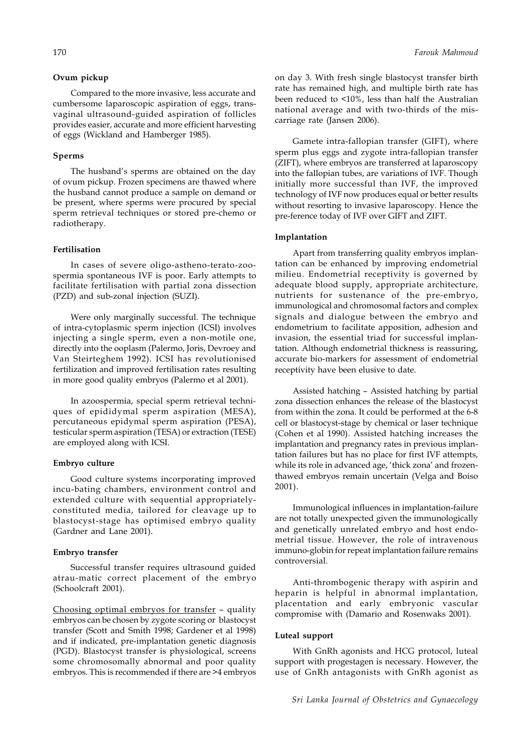### Ovum pickup

Compared to the more invasive, less accurate and cumbersome laparoscopic aspiration of eggs, transvaginal ultrasound-guided aspiration of follicles provides easier, accurate and more efficient harvesting of eggs (Wickland and Hamberger 1985).

### Sperms

The husband's sperms are obtained on the day of ovum pickup. Frozen specimens are thawed where the husband cannot produce a sample on demand or be present, where sperms were procured by special sperm retrieval techniques or stored pre-chemo or radiotherapy.

### Fertilisation

In cases of severe oligo-astheno-terato-zoospermia spontaneous IVF is poor. Early attempts to facilitate fertilisation with partial zona dissection (PZD) and sub-zonal injection (SUZI).

Were only marginally successful. The technique of intra-cytoplasmic sperm injection (ICSI) involves injecting a single sperm, even a non-motile one, directly into the ooplasm (Palermo, Joris, Devroey and Van Steirteghem 1992). ICSI has revolutionised fertilization and improved fertilisation rates resulting in more good quality embryos (Palermo et al 2001).

In azoospermia, special sperm retrieval techniques of epididymal sperm aspiration (MESA), percutaneous epidymal sperm aspiration (PESA), testicular sperm aspiration (TESA) or extraction (TESE) are employed along with ICSI.

### Embryo culture

Good culture systems incorporating improved incu-bating chambers, environment control and extended culture with sequential appropriately-constituted media, tailored for cleavage up to blastocyst-stage has optimised embryo quality (Gardner and Lane 2001).

### Embryo transfer

Successful transfer requires ultrasound guided atrau-matic correct placement of the embryo (Schoolcraft 2001).

<u>Choosing optimal embryos for transfer</u> – quality embryos can be chosen by zygote scoring or blastocyst transfer (Scott and Smith 1998; Gardener et al 1998) and if indicated, pre-implantation genetic diagnosis (PGD). Blastocyst transfer is physiological, screens some chromosomally abnormal and poor quality embryos. This is recommended if there are >4 embryos on day 3. With fresh single blastocyst transfer birth rate has remained high, and multiple birth rate has been reduced to <10%, less than half the Australian national average and with two-thirds of the miscarriage rate (Jansen 2006).

Gamete intra-fallopian transfer (GIFT), where sperm plus eggs and zygote intra-fallopian transfer (ZIFT), where embryos are transferred at laparoscopy into the fallopian tubes, are variations of IVF. Though initially more successful than IVF, the improved technology of IVF now produces equal or better results without resorting to invasive laparoscopy. Hence the pre-ference today of IVF over GIFT and ZIFT.

### Implantation

Apart from transferring quality embryos implantation can be enhanced by improving endometrial milieu. Endometrial receptivity is governed by adequate blood supply, appropriate architecture, nutrients for sustenance of the pre-embryo, immunological and chromosomal factors and complex signals and dialogue between the embryo and endometrium to facilitate apposition, adhesion and invasion, the essential triad for successful implantation. Although endometrial thickness is reassuring, accurate bio-markers for assessment of endometrial receptivity have been elusive to date.

Assisted hatching – Assisted hatching by partial zona dissection enhances the release of the blastocyst from within the zona. It could be performed at the 6-8 cell or blastocyst-stage by chemical or laser technique (Cohen et al 1990). Assisted hatching increases the implantation and pregnancy rates in previous implantation failures but has no place for first IVF attempts, while its role in advanced age, 'thick zona' and frozen-thawed embryos remain uncertain (Velga and Boiso 2001).

Immunological influences in implantation-failure are not totally unexpected given the immunologically and genetically unrelated embryo and host endometrial tissue. However, the role of intravenous immuno-globin for repeat implantation failure remains controversial.

Anti-thrombogenic therapy with aspirin and heparin is helpful in abnormal implantation, placentation and early embryonic vascular compromise with (Damario and Rosenwaks 2001).

### Luteal support

With GnRh agonists and HCG protocol, luteal support with progestagen is necessary. However, the use of GnRh antagonists with GnRh agonist as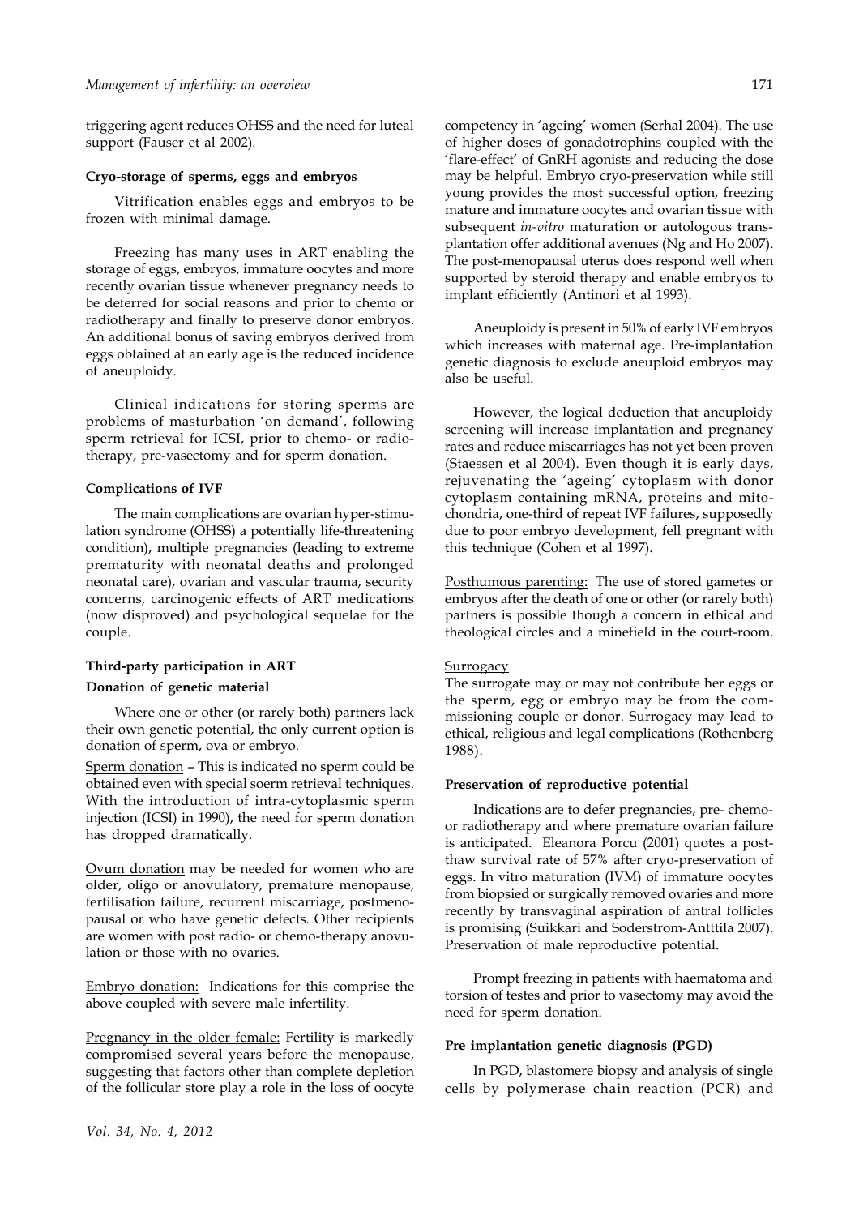triggering agent reduces OHSS and the need for luteal support (Fauser et al 2002).

**Cryo-storage of sperms, eggs and embryos**

Vitrification enables eggs and embryos to be frozen with minimal damage.

Freezing has many uses in ART enabling the storage of eggs, embryos, immature oocytes and more recently ovarian tissue whenever pregnancy needs to be deferred for social reasons and prior to chemo or radiotherapy and finally to preserve donor embryos. An additional bonus of saving embryos derived from eggs obtained at an early age is the reduced incidence of aneuploidy.

Clinical indications for storing sperms are problems of masturbation 'on demand', following sperm retrieval for ICSI, prior to chemo- or radiotherapy, pre-vasectomy and for sperm donation.

**Complications of IVF**

The main complications are ovarian hyper-stimulation syndrome (OHSS) a potentially life-threatening condition), multiple pregnancies (leading to extreme prematurity with neonatal deaths and prolonged neonatal care), ovarian and vascular trauma, security concerns, carcinogenic effects of ART medications (now disproved) and psychological sequelae for the couple.

**Third-party participation in ART**

**Donation of genetic material**

Where one or other (or rarely both) partners lack their own genetic potential, the only current option is donation of sperm, ova or embryo.

Sperm donation – This is indicated no sperm could be obtained even with special soerm retrieval techniques. With the introduction of intra-cytoplasmic sperm injection (ICSI) in 1990), the need for sperm donation has dropped dramatically.

Ovum donation may be needed for women who are older, oligo or anovulatory, premature menopause, fertilisation failure, recurrent miscarriage, postmenopausal or who have genetic defects. Other recipients are women with post radio- or chemo-therapy anovulation or those with no ovaries.

Embryo donation: Indications for this comprise the above coupled with severe male infertility.

Pregnancy in the older female: Fertility is markedly compromised several years before the menopause, suggesting that factors other than complete depletion of the follicular store play a role in the loss of oocyte competency in 'ageing' women (Serhal 2004). The use of higher doses of gonadotrophins coupled with the 'flare-effect' of GnRH agonists and reducing the dose may be helpful. Embryo cryo-preservation while still young provides the most successful option, freezing mature and immature oocytes and ovarian tissue with subsequent *in-vitro* maturation or autologous transplantation offer additional avenues (Ng and Ho 2007). The post-menopausal uterus does respond well when supported by steroid therapy and enable embryos to implant efficiently (Antinori et al 1993).

Aneuploidy is present in 50% of early IVF embryos which increases with maternal age. Pre-implantation genetic diagnosis to exclude aneuploid embryos may also be useful.

However, the logical deduction that aneuploidy screening will increase implantation and pregnancy rates and reduce miscarriages has not yet been proven (Staessen et al 2004). Even though it is early days, rejuvenating the 'ageing' cytoplasm with donor cytoplasm containing mRNA, proteins and mitochondria, one-third of repeat IVF failures, supposedly due to poor embryo development, fell pregnant with this technique (Cohen et al 1997).

Posthumous parenting: The use of stored gametes or embryos after the death of one or other (or rarely both) partners is possible though a concern in ethical and theological circles and a minefield in the court-room.

Surrogacy

The surrogate may or may not contribute her eggs or the sperm, egg or embryo may be from the commissioning couple or donor. Surrogacy may lead to ethical, religious and legal complications (Rothenberg 1988).

**Preservation of reproductive potential**

Indications are to defer pregnancies, pre- chemo- or radiotherapy and where premature ovarian failure is anticipated. Eleanora Porcu (2001) quotes a post-thaw survival rate of 57% after cryo-preservation of eggs. In vitro maturation (IVM) of immature oocytes from biopsied or surgically removed ovaries and more recently by transvaginal aspiration of antral follicles is promising (Suikkari and Soderstrom-Antttila 2007). Preservation of male reproductive potential.

Prompt freezing in patients with haematoma and torsion of testes and prior to vasectomy may avoid the need for sperm donation.

**Pre implantation genetic diagnosis (PGD)**

In PGD, blastomere biopsy and analysis of single cells by polymerase chain reaction (PCR) and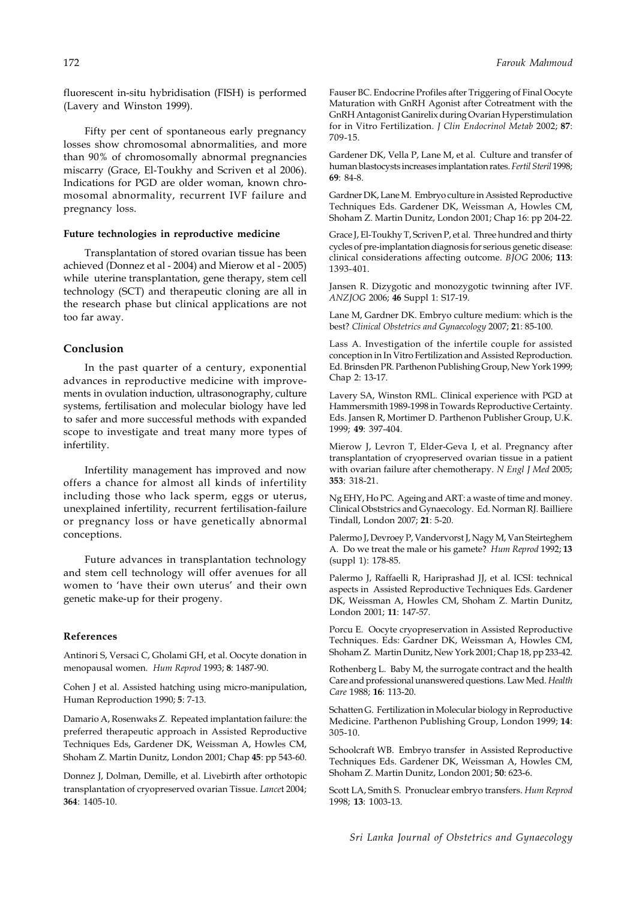fluorescent in-situ hybridisation (FISH) is performed (Lavery and Winston 1999).

Fifty per cent of spontaneous early pregnancy losses show chromosomal abnormalities, and more than 90% of chromosomally abnormal pregnancies miscarry (Grace, El-Toukhy and Scriven et al 2006). Indications for PGD are older woman, known chromosomal abnormality, recurrent IVF failure and pregnancy loss.

### Future technologies in reproductive medicine

Transplantation of stored ovarian tissue has been achieved (Donnez et al - 2004) and Mierow et al - 2005) while uterine transplantation, gene therapy, stem cell technology (SCT) and therapeutic cloning are all in the research phase but clinical applications are not too far away.

## Conclusion

In the past quarter of a century, exponential advances in reproductive medicine with improvements in ovulation induction, ultrasonography, culture systems, fertilisation and molecular biology have led to safer and more successful methods with expanded scope to investigate and treat many more types of infertility.

Infertility management has improved and now offers a chance for almost all kinds of infertility including those who lack sperm, eggs or uterus, unexplained infertility, recurrent fertilisation-failure or pregnancy loss or have genetically abnormal conceptions.

Future advances in transplantation technology and stem cell technology will offer avenues for all women to 'have their own uterus' and their own genetic make-up for their progeny.

### References

Antinori S, Versaci C, Gholami GH, et al. Oocyte donation in menopausal women. *Hum Reprod* 1993; **8**: 1487-90.

Cohen J et al. Assisted hatching using micro-manipulation, Human Reproduction 1990; **5**: 7-13.

Damario A, Rosenwaks Z. Repeated implantation failure: the preferred therapeutic approach in Assisted Reproductive Techniques Eds, Gardener DK, Weissman A, Howles CM, Shoham Z. Martin Dunitz, London 2001; Chap **45**: pp 543-60.

Donnez J, Dolman, Demille, et al. Livebirth after orthotopic transplantation of cryopreserved ovarian Tissue. *Lancet* 2004; **364**: 1405-10.

Fauser BC. Endocrine Profiles after Triggering of Final Oocyte Maturation with GnRH Agonist after Cotreatment with the GnRH Antagonist Ganirelix during Ovarian Hyperstimulation for in Vitro Fertilization. *J Clin Endocrinol Metab* 2002; **87**: 709-15.

Gardener DK, Vella P, Lane M, et al. Culture and transfer of human blastocysts increases implantation rates. *Fertil Steril* 1998; **69**: 84-8.

Gardner DK, Lane M. Embryo culture in Assisted Reproductive Techniques Eds. Gardener DK, Weissman A, Howles CM, Shoham Z. Martin Dunitz, London 2001; Chap 16: pp 204-22.

Grace J, El-Toukhy T, Scriven P, et al. Three hundred and thirty cycles of pre-implantation diagnosis for serious genetic disease: clinical considerations affecting outcome. *BJOG* 2006; **113**: 1393-401.

Jansen R. Dizygotic and monozygotic twinning after IVF. *ANZJOG* 2006; **46** Suppl 1: S17-19.

Lane M, Gardner DK. Embryo culture medium: which is the best? *Clinical Obstetrics and Gynaecology* 2007; **21**: 85-100.

Lass A. Investigation of the infertile couple for assisted conception in In Vitro Fertilization and Assisted Reproduction. Ed. Brinsden PR. Parthenon Publishing Group, New York 1999; Chap 2: 13-17.

Lavery SA, Winston RML. Clinical experience with PGD at Hammersmith 1989-1998 in Towards Reproductive Certainty. Eds. Jansen R, Mortimer D. Parthenon Publisher Group, U.K. 1999; **49**: 397-404.

Mierow J, Levron T, Elder-Geva I, et al. Pregnancy after transplantation of cryopreserved ovarian tissue in a patient with ovarian failure after chemotherapy. *N Engl J Med* 2005; **353**: 318-21.

Ng EHY, Ho PC. Ageing and ART: a waste of time and money. Clinical Obststrics and Gynaecology. Ed. Norman RJ. Bailliere Tindall, London 2007; **21**: 5-20.

Palermo J, Devroey P, Vandervorst J, Nagy M, Van Steirteghem A. Do we treat the male or his gamete? *Hum Reprod* 1992; **13** (suppl 1): 178-85.

Palermo J, Raffaelli R, Hariprashad JJ, et al. ICSI: technical aspects in Assisted Reproductive Techniques Eds. Gardener DK, Weissman A, Howles CM, Shoham Z. Martin Dunitz, London 2001; **11**: 147-57.

Porcu E. Oocyte cryopreservation in Assisted Reproductive Techniques. Eds: Gardner DK, Weissman A, Howles CM, Shoham Z. Martin Dunitz, New York 2001; Chap 18, pp 233-42.

Rothenberg L. Baby M, the surrogate contract and the health Care and professional unanswered questions. Law Med. *Health Care* 1988; **16**: 113-20.

Schatten G. Fertilization in Molecular biology in Reproductive Medicine. Parthenon Publishing Group, London 1999; **14**: 305-10.

Schoolcraft WB. Embryo transfer in Assisted Reproductive Techniques Eds. Gardener DK, Weissman A, Howles CM, Shoham Z. Martin Dunitz, London 2001; **50**: 623-6.

Scott LA, Smith S. Pronuclear embryo transfers. *Hum Reprod* 1998; **13**: 1003-13.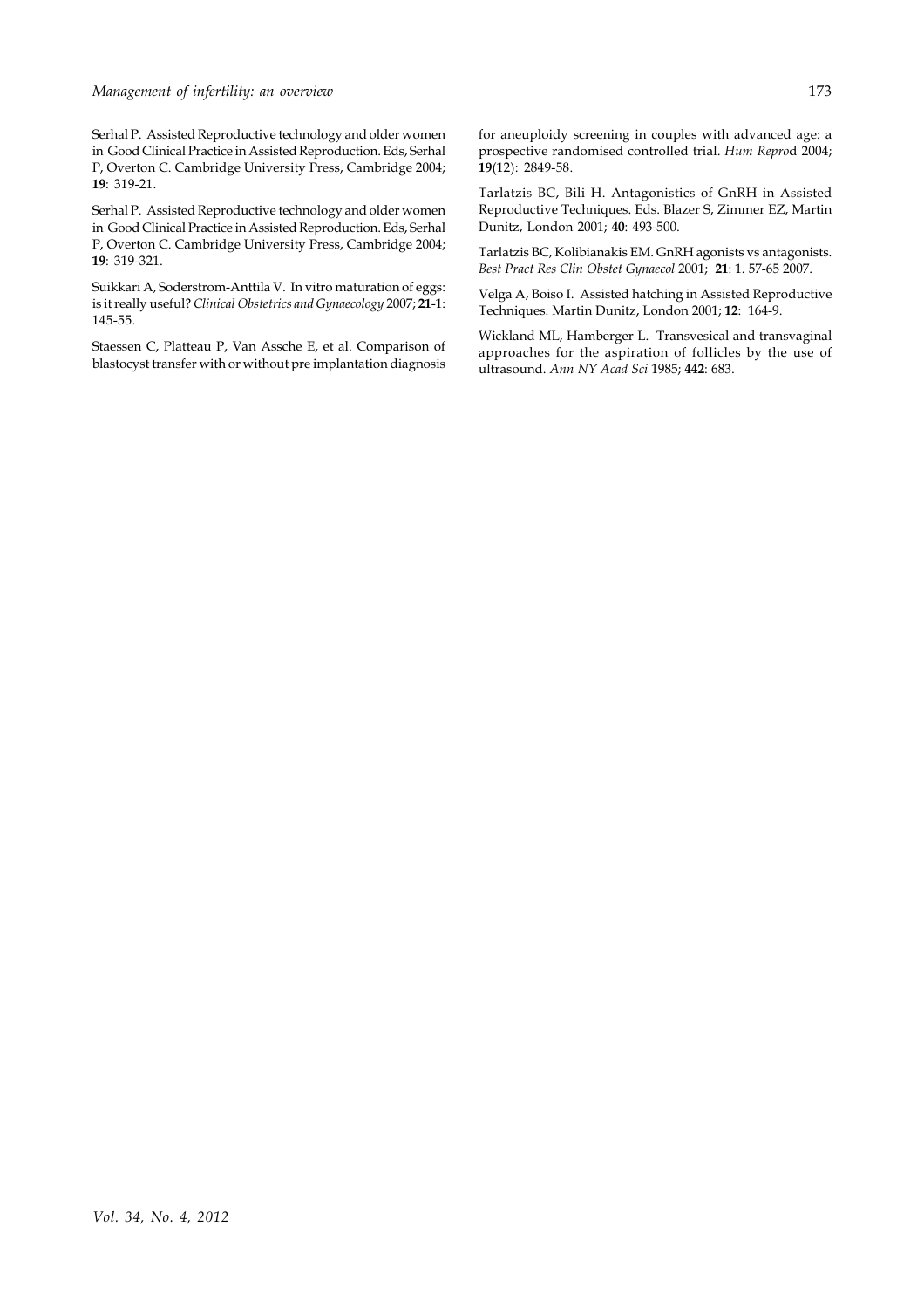Serhal P. Assisted Reproductive technology and older women in Good Clinical Practice in Assisted Reproduction. Eds, Serhal P, Overton C. Cambridge University Press, Cambridge 2004; **19**: 319-21.

Serhal P. Assisted Reproductive technology and older women in Good Clinical Practice in Assisted Reproduction. Eds, Serhal P, Overton C. Cambridge University Press, Cambridge 2004; **19**: 319-321.

Suikkari A, Soderstrom-Anttila V. In vitro maturation of eggs: is it really useful? *Clinical Obstetrics and Gynaecology* 2007; **21**-1: 145-55.

Staessen C, Platteau P, Van Assche E, et al. Comparison of blastocyst transfer with or without pre implantation diagnosis for aneuploidy screening in couples with advanced age: a prospective randomised controlled trial. *Hum Repro*d 2004; **19**(12): 2849-58.

Tarlatzis BC, Bili H. Antagonistics of GnRH in Assisted Reproductive Techniques. Eds. Blazer S, Zimmer EZ, Martin Dunitz, London 2001; **40**: 493-500.

Tarlatzis BC, Kolibianakis EM. GnRH agonists vs antagonists. *Best Pract Res Clin Obstet Gynaecol* 2001; **21**: 1. 57-65 2007.

Velga A, Boiso I. Assisted hatching in Assisted Reproductive Techniques. Martin Dunitz, London 2001; **12**: 164-9.

Wickland ML, Hamberger L. Transvesical and transvaginal approaches for the aspiration of follicles by the use of ultrasound. *Ann NY Acad Sci* 1985; **442**: 683.